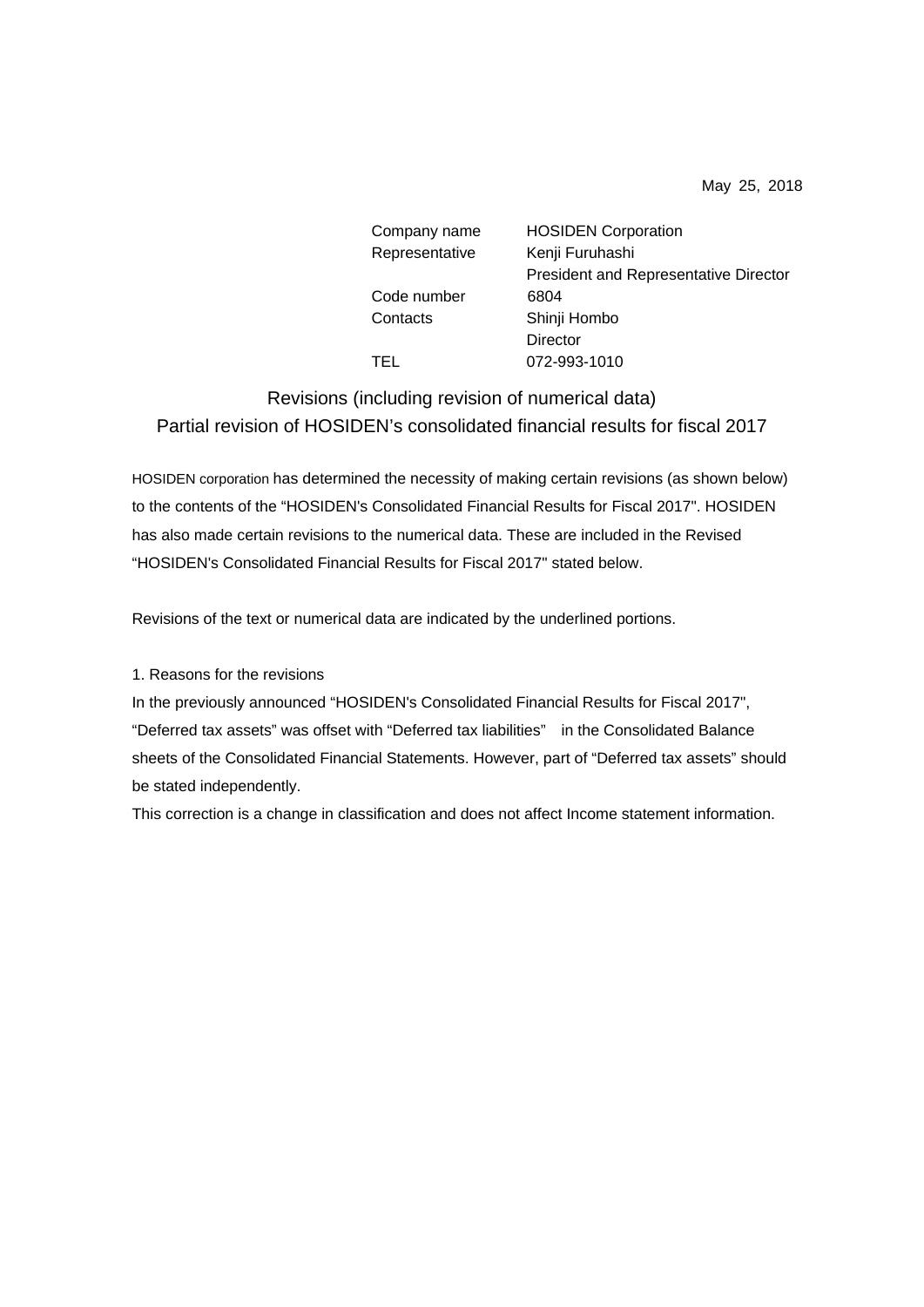May 25, 2018

| | |
|---|---|
| Company name | HOSIDEN Corporation |
| Representative | Kenji Furuhashi |
| | President and Representative Director |
| Code number | 6804 |
| Contacts | Shinji Hombo |
| | Director |
| TEL | 072-993-1010 |

# Revisions (including revision of numerical data)
# Partial revision of HOSIDEN's consolidated financial results for fiscal 2017

HOSIDEN corporation has determined the necessity of making certain revisions (as shown below) to the contents of the "HOSIDEN's Consolidated Financial Results for Fiscal 2017". HOSIDEN has also made certain revisions to the numerical data. These are included in the Revised "HOSIDEN's Consolidated Financial Results for Fiscal 2017" stated below.

Revisions of the text or numerical data are indicated by the underlined portions.

1. Reasons for the revisions

In the previously announced "HOSIDEN's Consolidated Financial Results for Fiscal 2017", "Deferred tax assets" was offset with "Deferred tax liabilities" in the Consolidated Balance sheets of the Consolidated Financial Statements. However, part of "Deferred tax assets" should be stated independently.

This correction is a change in classification and does not affect Income statement information.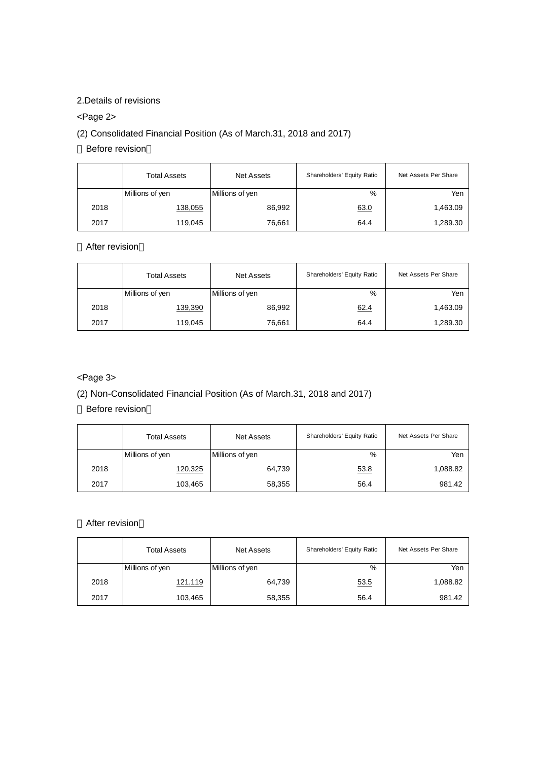2.Details of revisions

<Page 2>

(2) Consolidated Financial Position (As of March.31, 2018 and 2017)

【Before revision】

| | Total Assets | Net Assets | Shareholders' Equity Ratio | Net Assets Per Share |
|---|---|---|---|---|
| | Millions of yen | Millions of yen | % | Yen |
| 2018 | 138,055 | 86,992 | 63.0 | 1,463.09 |
| 2017 | 119,045 | 76,661 | 64.4 | 1,289.30 |

【After revision】

| | Total Assets | Net Assets | Shareholders' Equity Ratio | Net Assets Per Share |
|---|---|---|---|---|
| | Millions of yen | Millions of yen | % | Yen |
| 2018 | 139,390 | 86,992 | 62.4 | 1,463.09 |
| 2017 | 119,045 | 76,661 | 64.4 | 1,289.30 |

<Page 3>

(2) Non-Consolidated Financial Position (As of March.31, 2018 and 2017)

【Before revision】

| | Total Assets | Net Assets | Shareholders' Equity Ratio | Net Assets Per Share |
|---|---|---|---|---|
| | Millions of yen | Millions of yen | % | Yen |
| 2018 | 120,325 | 64,739 | 53.8 | 1,088.82 |
| 2017 | 103,465 | 58,355 | 56.4 | 981.42 |

【After revision】

| | Total Assets | Net Assets | Shareholders' Equity Ratio | Net Assets Per Share |
|---|---|---|---|---|
| | Millions of yen | Millions of yen | % | Yen |
| 2018 | 121,119 | 64,739 | 53.5 | 1,088.82 |
| 2017 | 103,465 | 58,355 | 56.4 | 981.42 |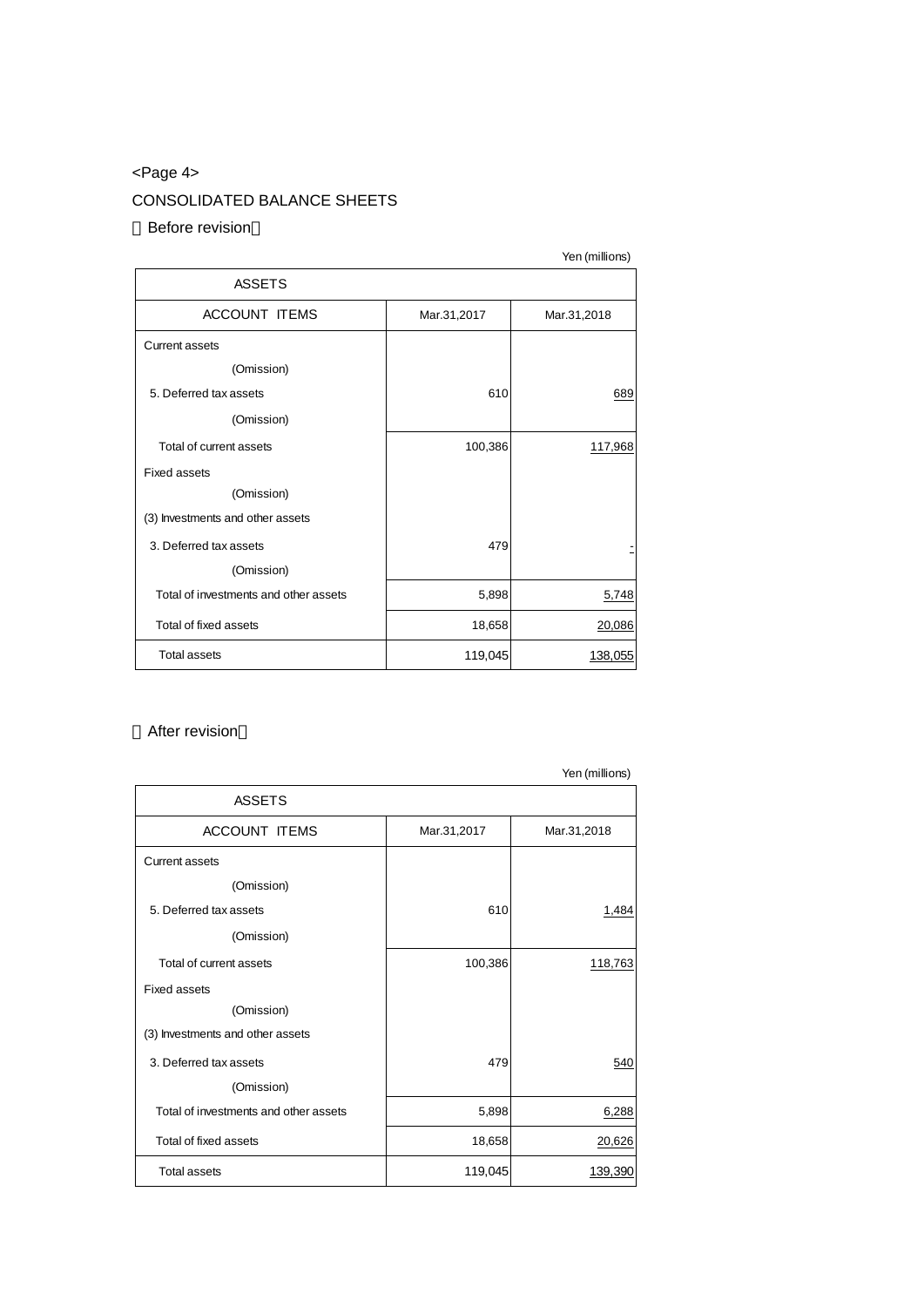<Page 4>

CONSOLIDATED BALANCE SHEETS

【Before revision】

Yen (millions)

| ASSETS | | |
|---|---|---|
| ACCOUNT ITEMS | Mar.31,2017 | Mar.31,2018 |
| Current assets | | |
| (Omission) | | |
| 5. Deferred tax assets | 610 | 689 |
| (Omission) | | |
| Total of current assets | 100,386 | 117,968 |
| Fixed assets | | |
| (Omission) | | |
| (3) Investments and other assets | | |
| 3. Deferred tax assets | 479 | - |
| (Omission) | | |
| Total of investments and other assets | 5,898 | 5,748 |
| Total of fixed assets | 18,658 | 20,086 |
| Total assets | 119,045 | 138,055 |

【After revision】

Yen (millions)

| ASSETS | | |
|---|---|---|
| ACCOUNT ITEMS | Mar.31,2017 | Mar.31,2018 |
| Current assets | | |
| (Omission) | | |
| 5. Deferred tax assets | 610 | 1,484 |
| (Omission) | | |
| Total of current assets | 100,386 | 118,763 |
| Fixed assets | | |
| (Omission) | | |
| (3) Investments and other assets | | |
| 3. Deferred tax assets | 479 | 540 |
| (Omission) | | |
| Total of investments and other assets | 5,898 | 6,288 |
| Total of fixed assets | 18,658 | 20,626 |
| Total assets | 119,045 | 139,390 |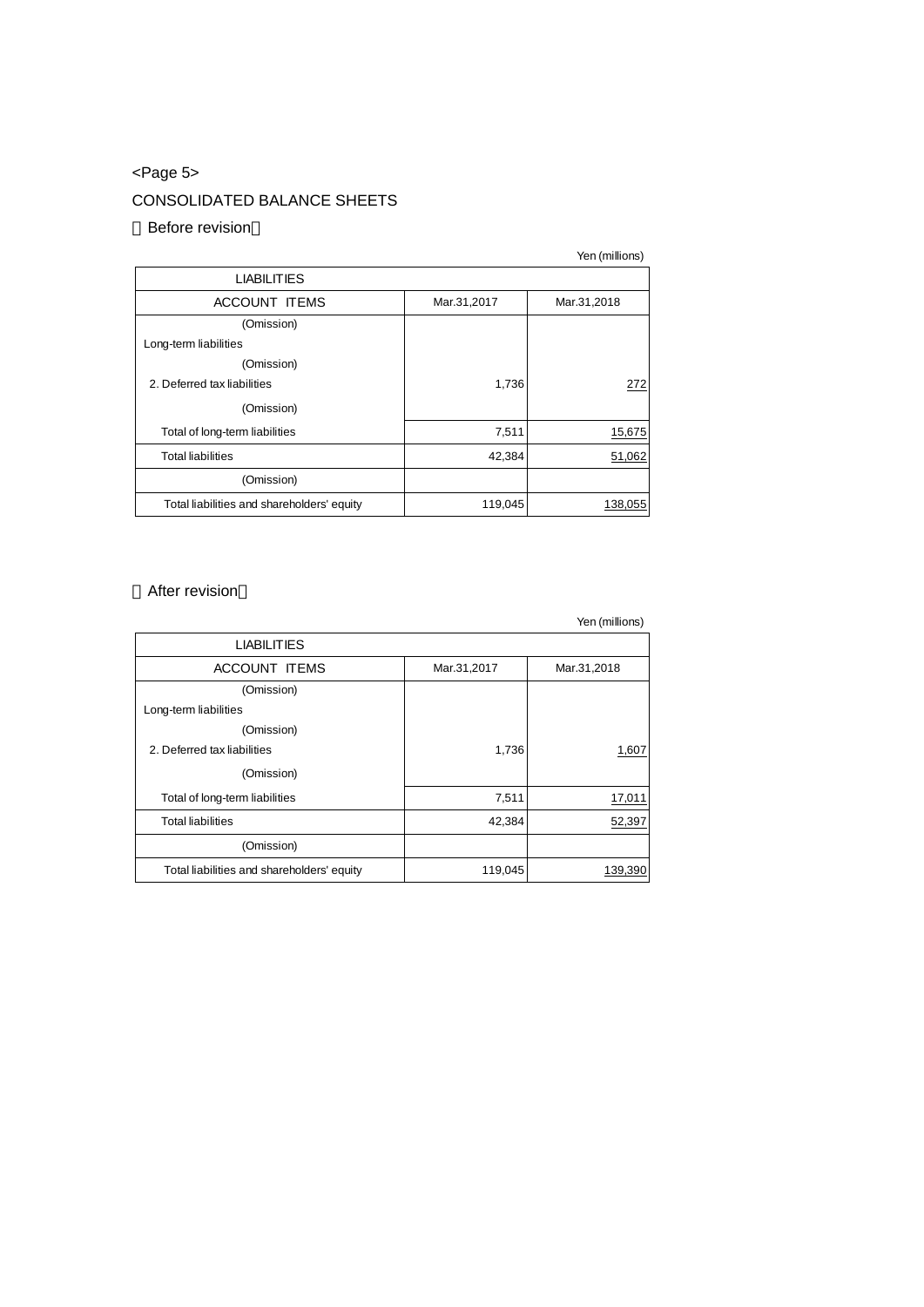<Page 5>

CONSOLIDATED BALANCE SHEETS

【Before revision】

Yen (millions)

| LIABILITIES | | |
|---|---|---|
| ACCOUNT ITEMS | Mar.31,2017 | Mar.31,2018 |
| (Omission) | | |
| Long-term liabilities | | |
| (Omission) | | |
| 2. Deferred tax liabilities | 1,736 | 272 |
| (Omission) | | |
| Total of long-term liabilities | 7,511 | 15,675 |
| Total liabilities | 42,384 | 51,062 |
| (Omission) | | |
| Total liabilities and shareholders' equity | 119,045 | 138,055 |

【After revision】

Yen (millions)

| LIABILITIES | | |
|---|---|---|
| ACCOUNT ITEMS | Mar.31,2017 | Mar.31,2018 |
| (Omission) | | |
| Long-term liabilities | | |
| (Omission) | | |
| 2. Deferred tax liabilities | 1,736 | 1,607 |
| (Omission) | | |
| Total of long-term liabilities | 7,511 | 17,011 |
| Total liabilities | 42,384 | 52,397 |
| (Omission) | | |
| Total liabilities and shareholders' equity | 119,045 | 139,390 |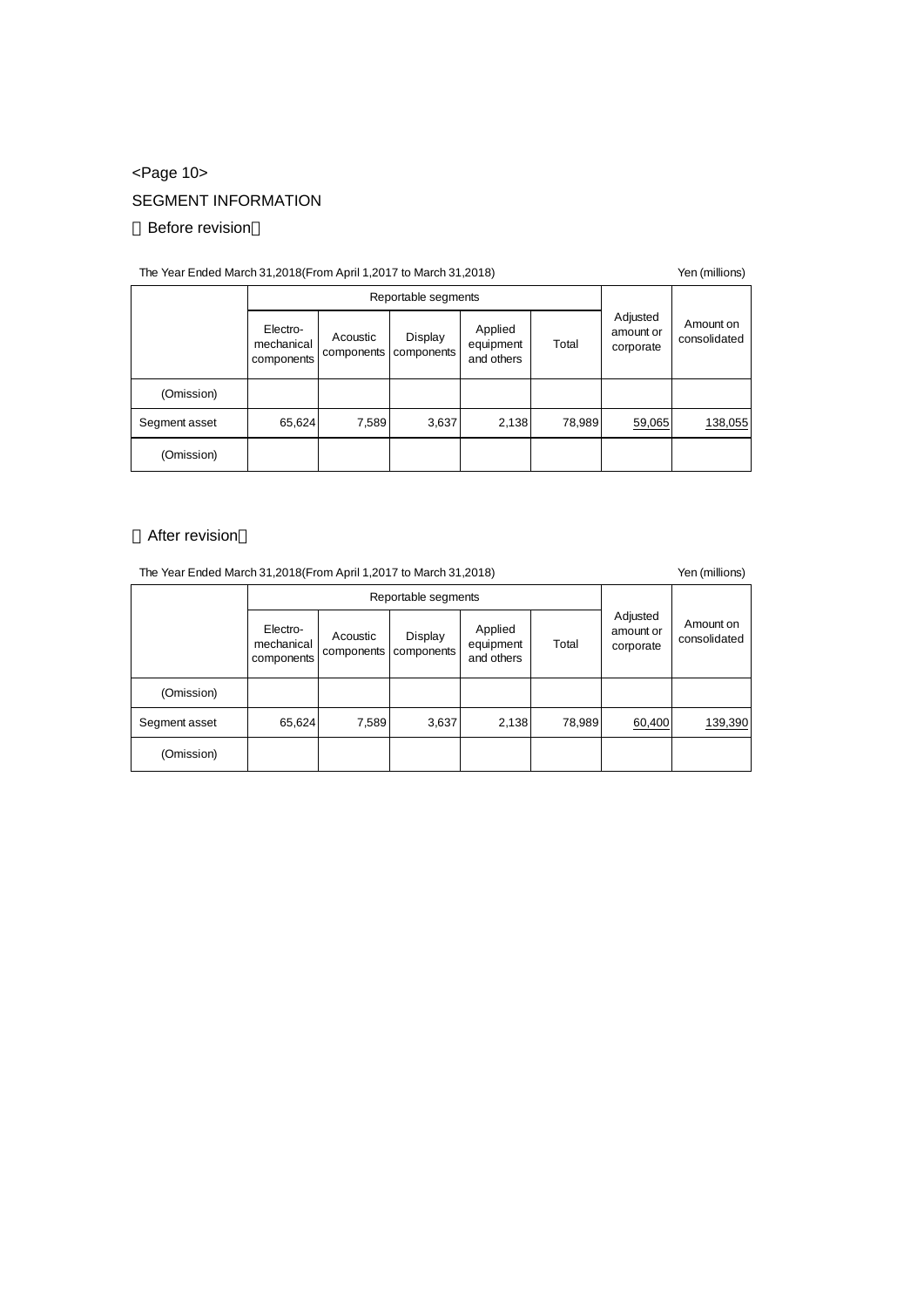<Page 10>

SEGMENT INFORMATION

【Before revision】

The Year Ended March 31,2018(From April 1,2017 to March 31,2018) Yen (millions)

| | Reportable segments | | | | | Adjusted amount or corporate | Amount on consolidated |
|---|---|---|---|---|---|---|---|
| | Electro-mechanical components | Acoustic components | Display components | Applied equipment and others | Total | | |
| (Omission) | | | | | | | |
| Segment asset | 65,624 | 7,589 | 3,637 | 2,138 | 78,989 | 59,065 | 138,055 |
| (Omission) | | | | | | | |

【After revision】

The Year Ended March 31,2018(From April 1,2017 to March 31,2018) Yen (millions)

| | Reportable segments | | | | | Adjusted amount or corporate | Amount on consolidated |
|---|---|---|---|---|---|---|---|
| | Electro-mechanical components | Acoustic components | Display components | Applied equipment and others | Total | | |
| (Omission) | | | | | | | |
| Segment asset | 65,624 | 7,589 | 3,637 | 2,138 | 78,989 | 60,400 | 139,390 |
| (Omission) | | | | | | | |